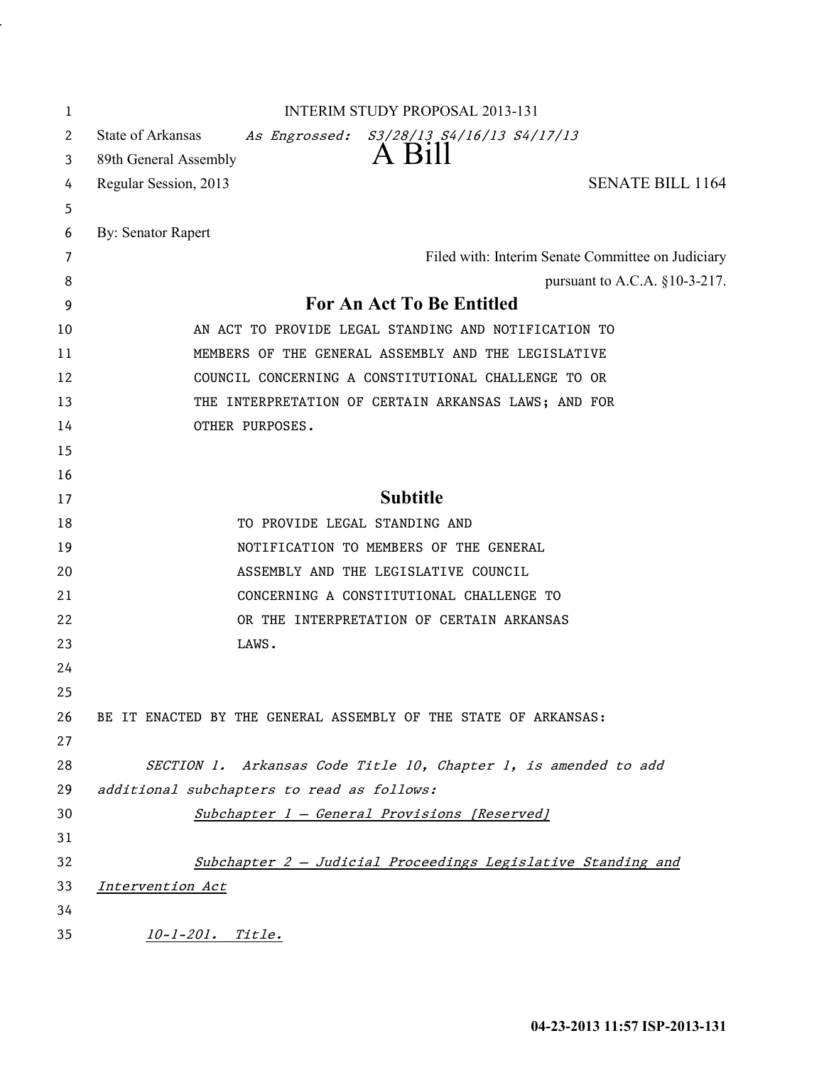INTERIM STUDY PROPOSAL 2013-131

State of Arkansas *As Engrossed: S3/28/13 S4/16/13 S4/17/13*

89th General Assembly

# A Bill

Regular Session, 2013 SENATE BILL 1164

By: Senator Rapert

Filed with: Interim Senate Committee on Judiciary pursuant to A.C.A. §10-3-217.

## For An Act To Be Entitled

AN ACT TO PROVIDE LEGAL STANDING AND NOTIFICATION TO MEMBERS OF THE GENERAL ASSEMBLY AND THE LEGISLATIVE COUNCIL CONCERNING A CONSTITUTIONAL CHALLENGE TO OR THE INTERPRETATION OF CERTAIN ARKANSAS LAWS; AND FOR OTHER PURPOSES.

## Subtitle

TO PROVIDE LEGAL STANDING AND NOTIFICATION TO MEMBERS OF THE GENERAL ASSEMBLY AND THE LEGISLATIVE COUNCIL CONCERNING A CONSTITUTIONAL CHALLENGE TO OR THE INTERPRETATION OF CERTAIN ARKANSAS LAWS.

BE IT ENACTED BY THE GENERAL ASSEMBLY OF THE STATE OF ARKANSAS:

*SECTION 1. Arkansas Code Title 10, Chapter 1, is amended to add additional subchapters to read as follows:*

*Subchapter 1 — General Provisions [Reserved]*

*Subchapter 2 — Judicial Proceedings Legislative Standing and Intervention Act*

*10-1-201. Title.*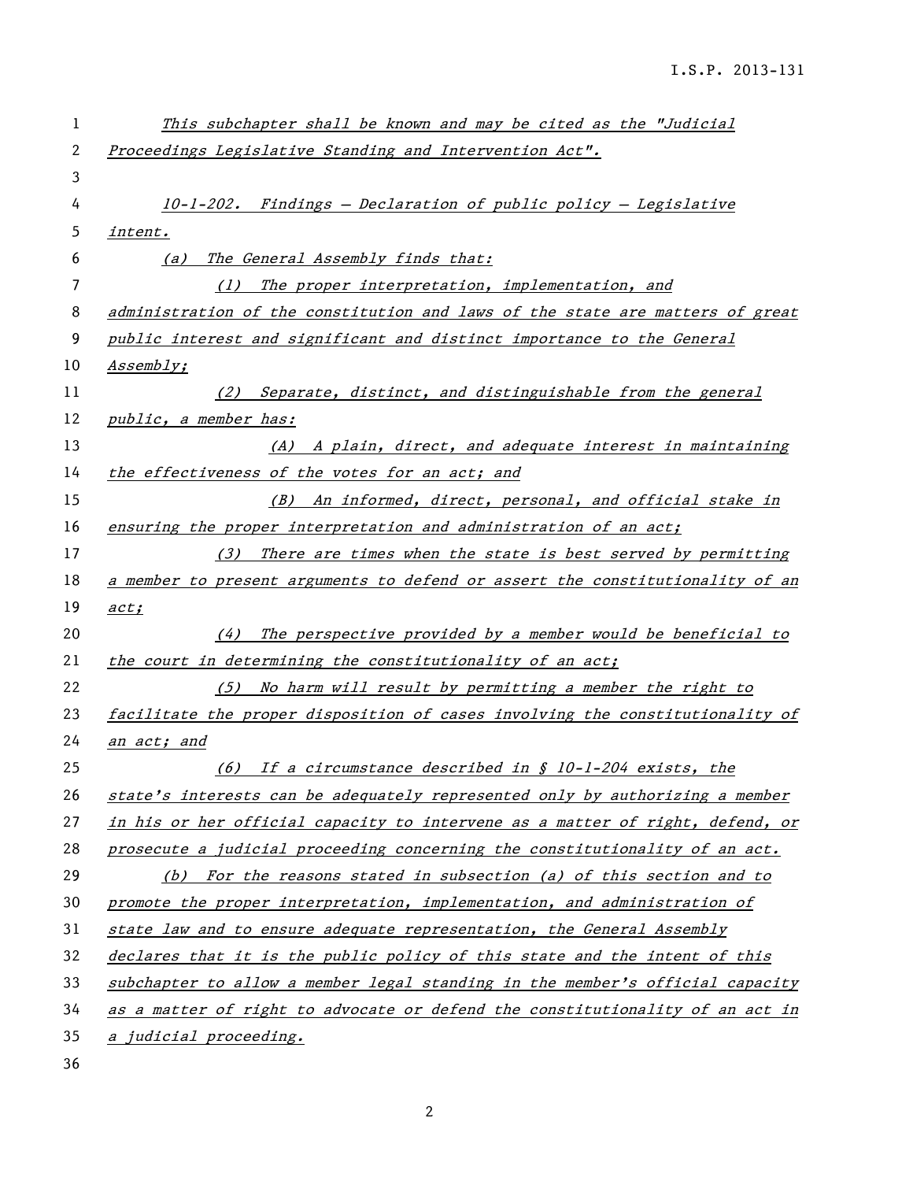*This subchapter shall be known and may be cited as the "Judicial Proceedings Legislative Standing and Intervention Act".*

*10-1-202. Findings — Declaration of public policy — Legislative intent.*

*(a) The General Assembly finds that:*

*(1) The proper interpretation, implementation, and administration of the constitution and laws of the state are matters of great public interest and significant and distinct importance to the General Assembly;*

*(2) Separate, distinct, and distinguishable from the general public, a member has:*

*(A) A plain, direct, and adequate interest in maintaining the effectiveness of the votes for an act; and*

*(B) An informed, direct, personal, and official stake in ensuring the proper interpretation and administration of an act;*

*(3) There are times when the state is best served by permitting a member to present arguments to defend or assert the constitutionality of an act;*

*(4) The perspective provided by a member would be beneficial to the court in determining the constitutionality of an act;*

*(5) No harm will result by permitting a member the right to facilitate the proper disposition of cases involving the constitutionality of an act; and*

*(6) If a circumstance described in § 10-1-204 exists, the state's interests can be adequately represented only by authorizing a member in his or her official capacity to intervene as a matter of right, defend, or prosecute a judicial proceeding concerning the constitutionality of an act.*

*(b) For the reasons stated in subsection (a) of this section and to promote the proper interpretation, implementation, and administration of state law and to ensure adequate representation, the General Assembly declares that it is the public policy of this state and the intent of this subchapter to allow a member legal standing in the member's official capacity as a matter of right to advocate or defend the constitutionality of an act in a judicial proceeding.*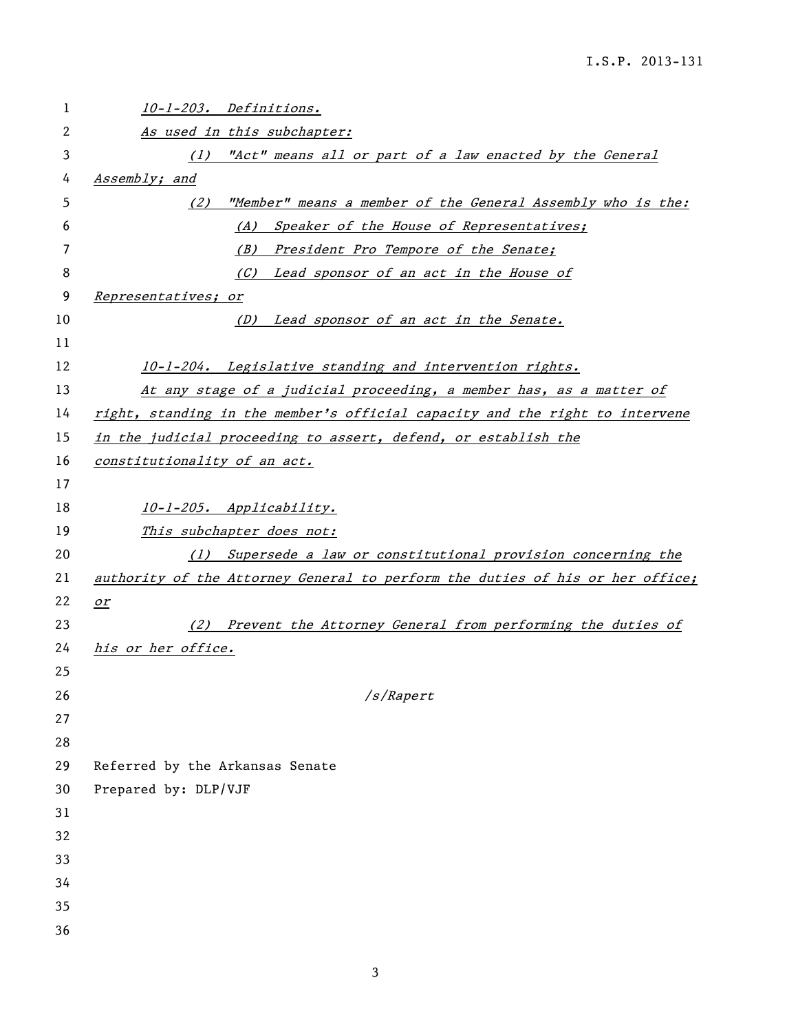*10-1-203. Definitions.*

*As used in this subchapter:*

*(1) "Act" means all or part of a law enacted by the General Assembly; and*

*(2) "Member" means a member of the General Assembly who is the:*

*(A) Speaker of the House of Representatives;*

*(B) President Pro Tempore of the Senate;*

*(C) Lead sponsor of an act in the House of Representatives; or*

*(D) Lead sponsor of an act in the Senate.*

*10-1-204. Legislative standing and intervention rights.*

*At any stage of a judicial proceeding, a member has, as a matter of right, standing in the member's official capacity and the right to intervene in the judicial proceeding to assert, defend, or establish the constitutionality of an act.*

*10-1-205. Applicability.*

*This subchapter does not:*

*(1) Supersede a law or constitutional provision concerning the authority of the Attorney General to perform the duties of his or her office; or*

*(2) Prevent the Attorney General from performing the duties of his or her office.*

/s/Rapert

Referred by the Arkansas Senate

Prepared by: DLP/VJF